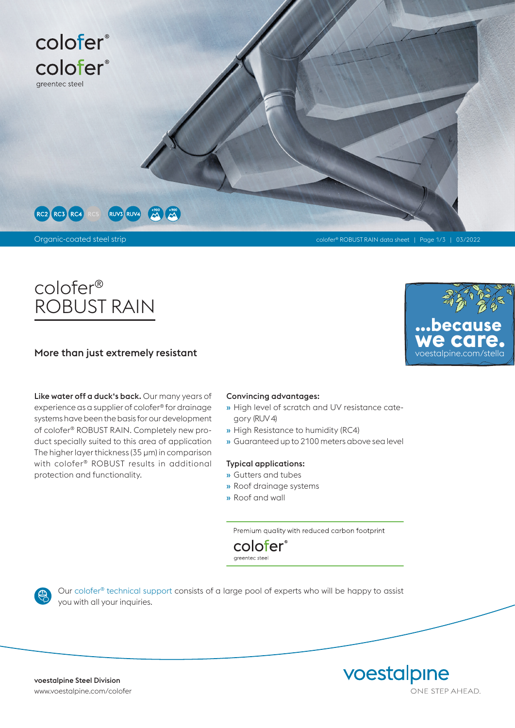colofer®

colofer®
greentec steel

RC2 RC3 RC4 RC5 RUV3 RUV4 <900 >900

Organic-coated steel strip

# colofer® ROBUST RAIN

## More than just extremely resistant

...because we care.
voestalpine.com/stella

**Like water off a duck's back.** Our many years of experience as a supplier of colofer® for drainage systems have been the basis for our development of colofer® ROBUST RAIN. Completely new product specially suited to this area of application The higher layer thickness (35 µm) in comparison with colofer® ROBUST results in additional protection and functionality.

**Convincing advantages:**

- High level of scratch and UV resistance category (RUV 4)
- High Resistance to humidity (RC4)
- Guaranteed up to 2100 meters above sea level

**Typical applications:**

- Gutters and tubes
- Roof drainage systems
- Roof and wall

Premium quality with reduced carbon footprint

colofer®
greentec steel

Our colofer® technical support consists of a large pool of experts who will be happy to assist you with all your inquiries.

**voestalpine Steel Division**
www.voestalpine.com/colofer

voestalpine
ONE STEP AHEAD.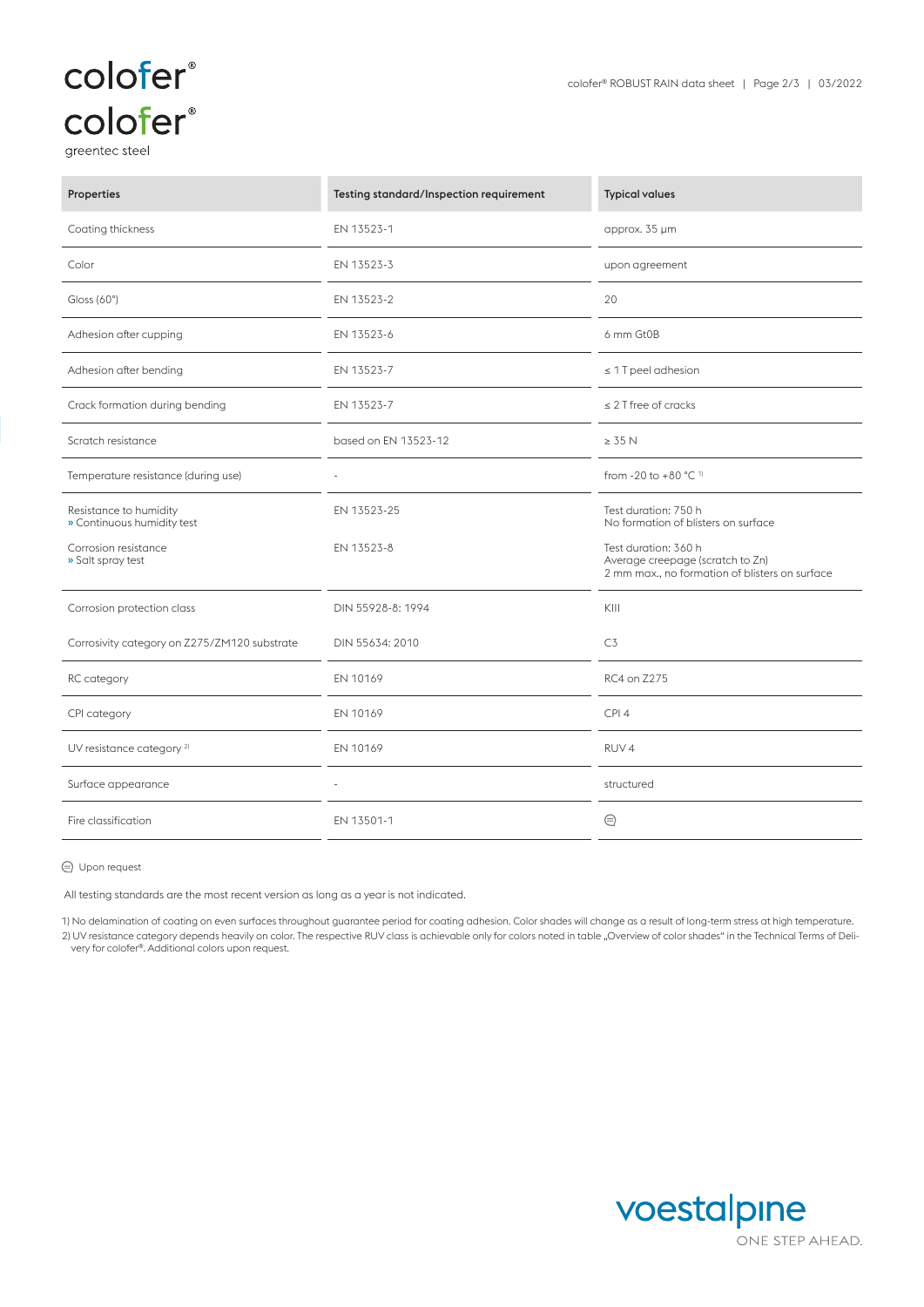| Properties | Testing standard/Inspection requirement | Typical values |
|---|---|---|
| Coating thickness | EN 13523-1 | approx. 35 µm |
| Color | EN 13523-3 | upon agreement |
| Gloss (60°) | EN 13523-2 | 20 |
| Adhesion after cupping | EN 13523-6 | 6 mm Gt0B |
| Adhesion after bending | EN 13523-7 | ≤ 1 T peel adhesion |
| Crack formation during bending | EN 13523-7 | ≤ 2 T free of cracks |
| Scratch resistance | based on EN 13523-12 | ≥ 35 N |
| Temperature resistance (during use) | - | from -20 to +80 °C [1] |
| Resistance to humidity<br>» Continuous humidity test | EN 13523-25 | Test duration: 750 h<br>No formation of blisters on surface |
| Corrosion resistance<br>» Salt spray test | EN 13523-8 | Test duration: 360 h<br>Average creepage (scratch to Zn)<br>2 mm max., no formation of blisters on surface |
| Corrosion protection class | DIN 55928-8: 1994 | KIII |
| Corrosivity category on Z275/ZM120 substrate | DIN 55634: 2010 | C3 |
| RC category | EN 10169 | RC4 on Z275 |
| CPI category | EN 10169 | CPI 4 |
| UV resistance category [2] | EN 10169 | RUV 4 |
| Surface appearance | - | structured |
| Fire classification | EN 13501-1 | ⊜ |

⊜ Upon request

All testing standards are the most recent version as long as a year is not indicated.

1) No delamination of coating on even surfaces throughout guarantee period for coating adhesion. Color shades will change as a result of long-term stress at high temperature.
2) UV resistance category depends heavily on color. The respective RUV class is achievable only for colors noted in table „Overview of color shades" in the Technical Terms of Delivery for colofer®. Additional colors upon request.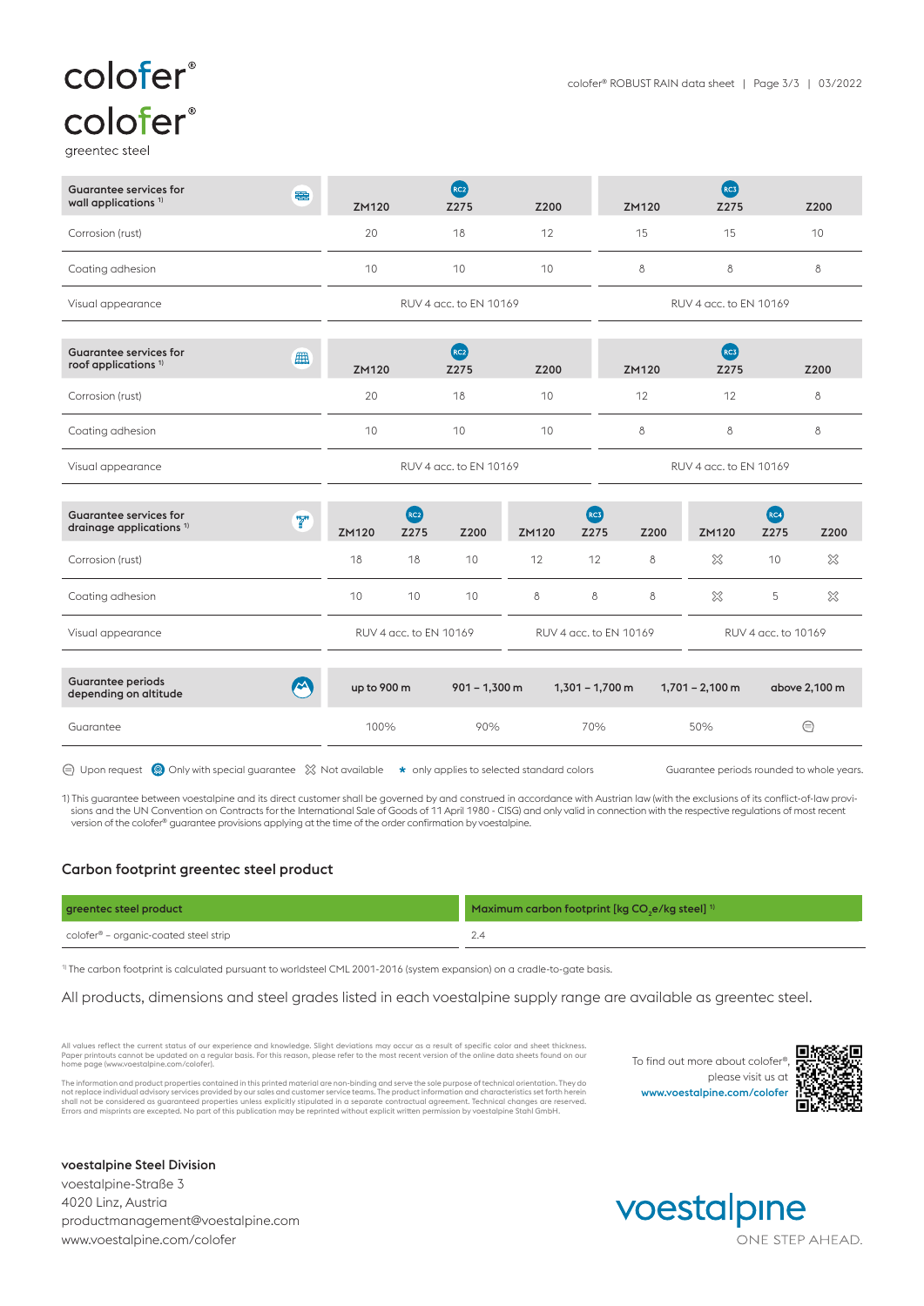colofer®

colofer®
greentec steel

| Guarantee services for wall applications [1] | ZM120 | Z275 (RC2) | Z200 | ZM120 | Z275 (RC3) | Z200 |
|---|---|---|---|---|---|---|
| Corrosion (rust) | 20 | 18 | 12 | 15 | 15 | 10 |
| Coating adhesion | 10 | 10 | 10 | 8 | 8 | 8 |
| Visual appearance | RUV 4 acc. to EN 10169 | | | RUV 4 acc. to EN 10169 | | |

| Guarantee services for roof applications [1] | ZM120 | Z275 (RC2) | Z200 | ZM120 | Z275 (RC3) | Z200 |
|---|---|---|---|---|---|---|
| Corrosion (rust) | 20 | 18 | 10 | 12 | 12 | 8 |
| Coating adhesion | 10 | 10 | 10 | 8 | 8 | 8 |
| Visual appearance | RUV 4 acc. to EN 10169 | | | RUV 4 acc. to EN 10169 | | |

| Guarantee services for drainage applications [1] | ZM120 | Z275 (RC2) | Z200 | ZM120 | Z275 (RC3) | Z200 | ZM120 | Z275 (RC4) | Z200 |
|---|---|---|---|---|---|---|---|---|---|
| Corrosion (rust) | 18 | 18 | 10 | 12 | 12 | 8 | Not available | 10 | Not available |
| Coating adhesion | 10 | 10 | 10 | 8 | 8 | 8 | Not available | 5 | Not available |
| Visual appearance | RUV 4 acc. to EN 10169 | | | RUV 4 acc. to EN 10169 | | | RUV 4 acc. to 10169 | | |

| Guarantee periods depending on altitude | up to 900 m | 901 – 1,300 m | 1,301 – 1,700 m | 1,701 – 2,100 m | above 2,100 m |
|---|---|---|---|---|---|
| Guarantee | 100% | 90% | 70% | 50% | Upon request |

Upon request | Only with special guarantee | Not available | * only applies to selected standard colors

Guarantee periods rounded to whole years.

1) This guarantee between voestalpine and its direct customer shall be governed by and construed in accordance with Austrian law (with the exclusions of its conflict-of-law provisions and the UN Convention on Contracts for the International Sale of Goods of 11 April 1980 - CISG) and only valid in connection with the respective regulations of most recent version of the colofer® guarantee provisions applying at the time of the order confirmation by voestalpine.

## Carbon footprint greentec steel product

| greentec steel product | Maximum carbon footprint [kg $CO_2$e/kg steel] [1] |
|---|---|
| colofer® – organic-coated steel strip | 2.4 |

[1] The carbon footprint is calculated pursuant to worldsteel CML 2001-2016 (system expansion) on a cradle-to-gate basis.

All products, dimensions and steel grades listed in each voestalpine supply range are available as greentec steel.

All values reflect the current status of our experience and knowledge. Slight deviations may occur as a result of specific color and sheet thickness. Paper printouts cannot be updated on a regular basis. For this reason, please refer to the most recent version of the online data sheets found on our home page (www.voestalpine.com/colofer).

The information and product properties contained in this printed material are non-binding and serve the sole purpose of technical orientation. They do not replace individual advisory services provided by our sales and customer service teams. The product information and characteristics set forth herein shall not be considered as guaranteed properties unless explicitly stipulated in a separate contractual agreement. Technical changes are reserved. Errors and misprints are excepted. No part of this publication may be reprinted without explicit written permission by voestalpine Stahl GmbH.

To find out more about colofer®, please visit us at **www.voestalpine.com/colofer**

**voestalpine Steel Division**
voestalpine-Straße 3
4020 Linz, Austria
productmanagement@voestalpine.com
www.voestalpine.com/colofer

voestalpine
ONE STEP AHEAD.